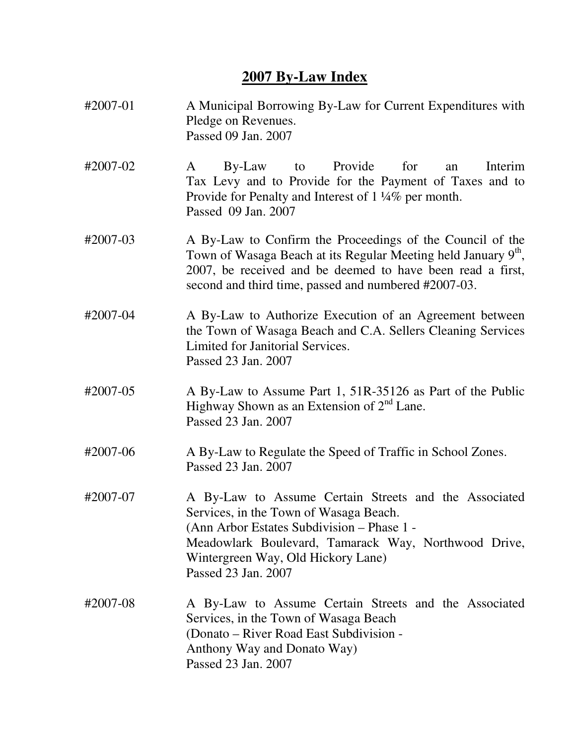# 2007 By-Law Index

#2007-01 A Municipal Borrowing By-Law for Current Expenditures with Pledge on Revenues.
Passed 09 Jan. 2007

#2007-02 A By-Law to Provide for an Interim Tax Levy and to Provide for the Payment of Taxes and to Provide for Penalty and Interest of 1 ¼% per month.
Passed 09 Jan. 2007

#2007-03 A By-Law to Confirm the Proceedings of the Council of the Town of Wasaga Beach at its Regular Meeting held January 9th, 2007, be received and be deemed to have been read a first, second and third time, passed and numbered #2007-03.

#2007-04 A By-Law to Authorize Execution of an Agreement between the Town of Wasaga Beach and C.A. Sellers Cleaning Services Limited for Janitorial Services.
Passed 23 Jan. 2007

#2007-05 A By-Law to Assume Part 1, 51R-35126 as Part of the Public Highway Shown as an Extension of 2nd Lane.
Passed 23 Jan. 2007

#2007-06 A By-Law to Regulate the Speed of Traffic in School Zones.
Passed 23 Jan. 2007

#2007-07 A By-Law to Assume Certain Streets and the Associated Services, in the Town of Wasaga Beach.
(Ann Arbor Estates Subdivision – Phase 1 -
Meadowlark Boulevard, Tamarack Way, Northwood Drive, Wintergreen Way, Old Hickory Lane)
Passed 23 Jan. 2007

#2007-08 A By-Law to Assume Certain Streets and the Associated Services, in the Town of Wasaga Beach
(Donato – River Road East Subdivision -
Anthony Way and Donato Way)
Passed 23 Jan. 2007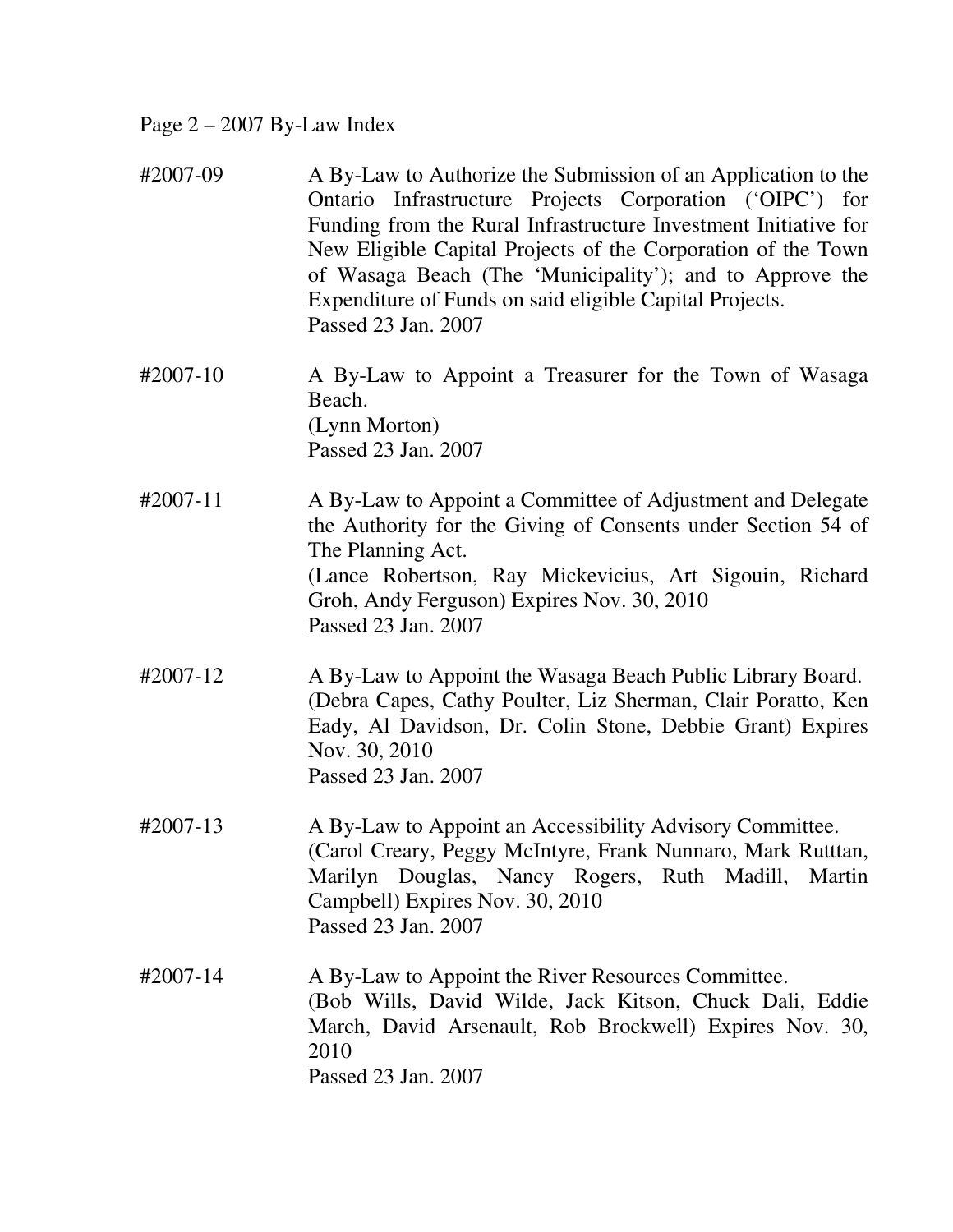Page 2 – 2007 By-Law Index

#2007-09 A By-Law to Authorize the Submission of an Application to the Ontario Infrastructure Projects Corporation ('OIPC') for Funding from the Rural Infrastructure Investment Initiative for New Eligible Capital Projects of the Corporation of the Town of Wasaga Beach (The 'Municipality'); and to Approve the Expenditure of Funds on said eligible Capital Projects.
Passed 23 Jan. 2007

#2007-10 A By-Law to Appoint a Treasurer for the Town of Wasaga Beach.
(Lynn Morton)
Passed 23 Jan. 2007

#2007-11 A By-Law to Appoint a Committee of Adjustment and Delegate the Authority for the Giving of Consents under Section 54 of The Planning Act.
(Lance Robertson, Ray Mickevicius, Art Sigouin, Richard Groh, Andy Ferguson) Expires Nov. 30, 2010
Passed 23 Jan. 2007

#2007-12 A By-Law to Appoint the Wasaga Beach Public Library Board.
(Debra Capes, Cathy Poulter, Liz Sherman, Clair Poratto, Ken Eady, Al Davidson, Dr. Colin Stone, Debbie Grant) Expires Nov. 30, 2010
Passed 23 Jan. 2007

#2007-13 A By-Law to Appoint an Accessibility Advisory Committee.
(Carol Creary, Peggy McIntyre, Frank Nunnaro, Mark Rutttan, Marilyn Douglas, Nancy Rogers, Ruth Madill, Martin Campbell) Expires Nov. 30, 2010
Passed 23 Jan. 2007

#2007-14 A By-Law to Appoint the River Resources Committee.
(Bob Wills, David Wilde, Jack Kitson, Chuck Dali, Eddie March, David Arsenault, Rob Brockwell) Expires Nov. 30, 2010
Passed 23 Jan. 2007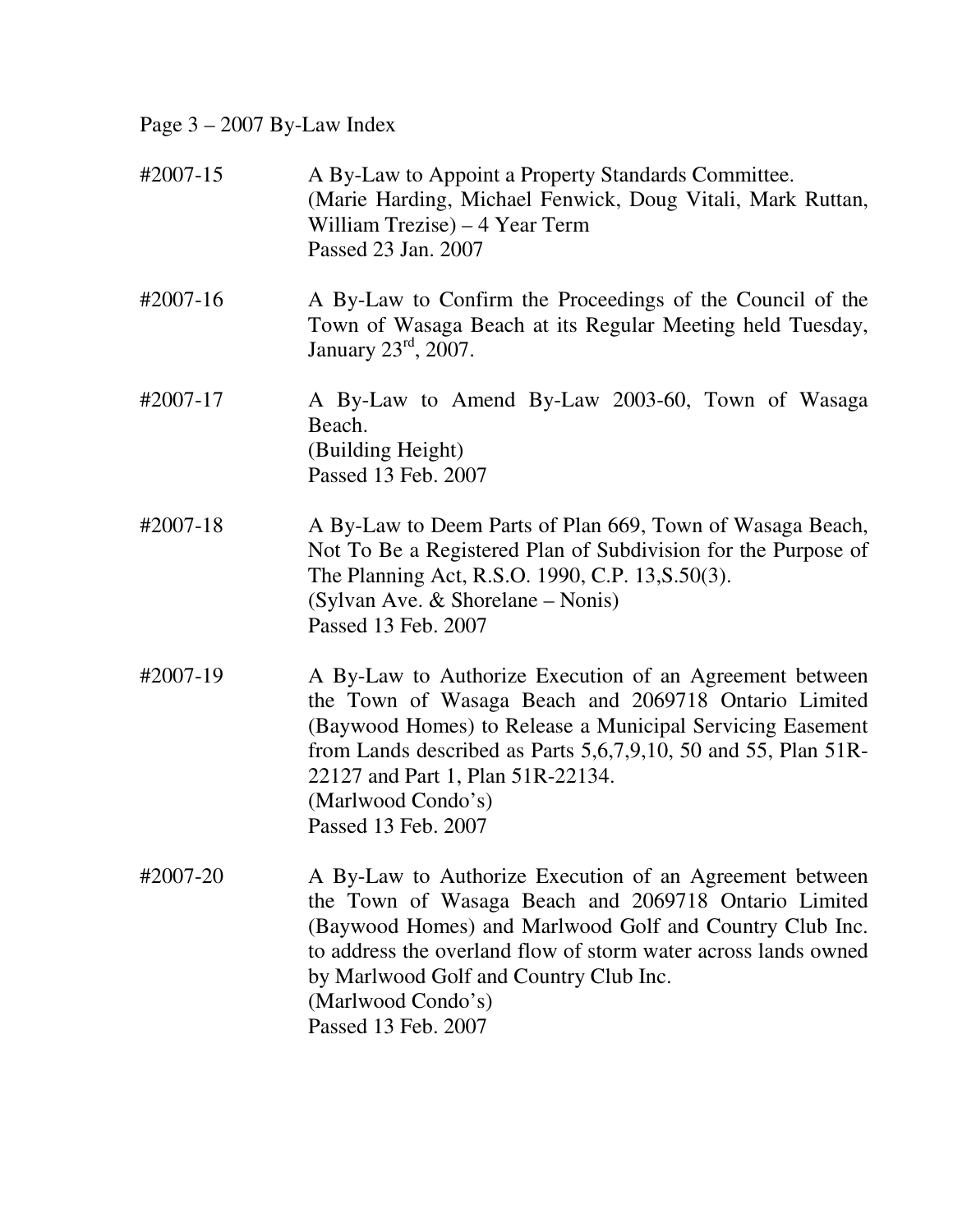Page 3 – 2007 By-Law Index

#2007-15 A By-Law to Appoint a Property Standards Committee.
(Marie Harding, Michael Fenwick, Doug Vitali, Mark Ruttan, William Trezise) – 4 Year Term
Passed 23 Jan. 2007

#2007-16 A By-Law to Confirm the Proceedings of the Council of the Town of Wasaga Beach at its Regular Meeting held Tuesday, January 23rd, 2007.

#2007-17 A By-Law to Amend By-Law 2003-60, Town of Wasaga Beach.
(Building Height)
Passed 13 Feb. 2007

#2007-18 A By-Law to Deem Parts of Plan 669, Town of Wasaga Beach, Not To Be a Registered Plan of Subdivision for the Purpose of The Planning Act, R.S.O. 1990, C.P. 13,S.50(3).
(Sylvan Ave. & Shorelane – Nonis)
Passed 13 Feb. 2007

#2007-19 A By-Law to Authorize Execution of an Agreement between the Town of Wasaga Beach and 2069718 Ontario Limited (Baywood Homes) to Release a Municipal Servicing Easement from Lands described as Parts 5,6,7,9,10, 50 and 55, Plan 51R-22127 and Part 1, Plan 51R-22134.
(Marlwood Condo's)
Passed 13 Feb. 2007

#2007-20 A By-Law to Authorize Execution of an Agreement between the Town of Wasaga Beach and 2069718 Ontario Limited (Baywood Homes) and Marlwood Golf and Country Club Inc. to address the overland flow of storm water across lands owned by Marlwood Golf and Country Club Inc.
(Marlwood Condo's)
Passed 13 Feb. 2007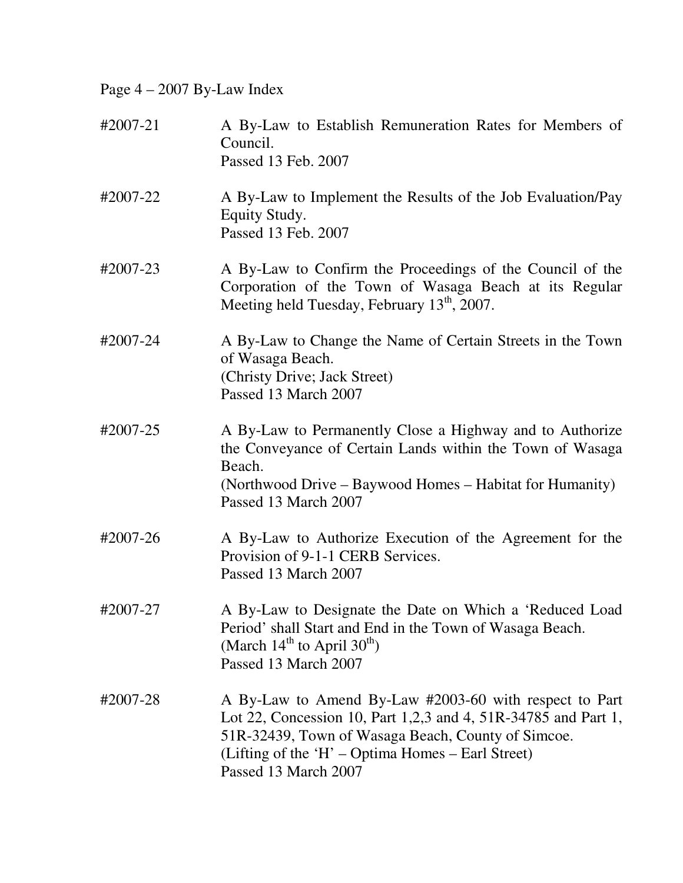Page 4 – 2007 By-Law Index

| | |
|---|---|
| #2007-21 | A By-Law to Establish Remuneration Rates for Members of Council.<br>Passed 13 Feb. 2007 |
| #2007-22 | A By-Law to Implement the Results of the Job Evaluation/Pay Equity Study.<br>Passed 13 Feb. 2007 |
| #2007-23 | A By-Law to Confirm the Proceedings of the Council of the Corporation of the Town of Wasaga Beach at its Regular Meeting held Tuesday, February 13th, 2007. |
| #2007-24 | A By-Law to Change the Name of Certain Streets in the Town of Wasaga Beach.<br>(Christy Drive; Jack Street)<br>Passed 13 March 2007 |
| #2007-25 | A By-Law to Permanently Close a Highway and to Authorize the Conveyance of Certain Lands within the Town of Wasaga Beach.<br>(Northwood Drive – Baywood Homes – Habitat for Humanity)<br>Passed 13 March 2007 |
| #2007-26 | A By-Law to Authorize Execution of the Agreement for the Provision of 9-1-1 CERB Services.<br>Passed 13 March 2007 |
| #2007-27 | A By-Law to Designate the Date on Which a 'Reduced Load Period' shall Start and End in the Town of Wasaga Beach.<br>(March 14th to April 30th)<br>Passed 13 March 2007 |
| #2007-28 | A By-Law to Amend By-Law #2003-60 with respect to Part Lot 22, Concession 10, Part 1,2,3 and 4, 51R-34785 and Part 1, 51R-32439, Town of Wasaga Beach, County of Simcoe.<br>(Lifting of the 'H' – Optima Homes – Earl Street)<br>Passed 13 March 2007 |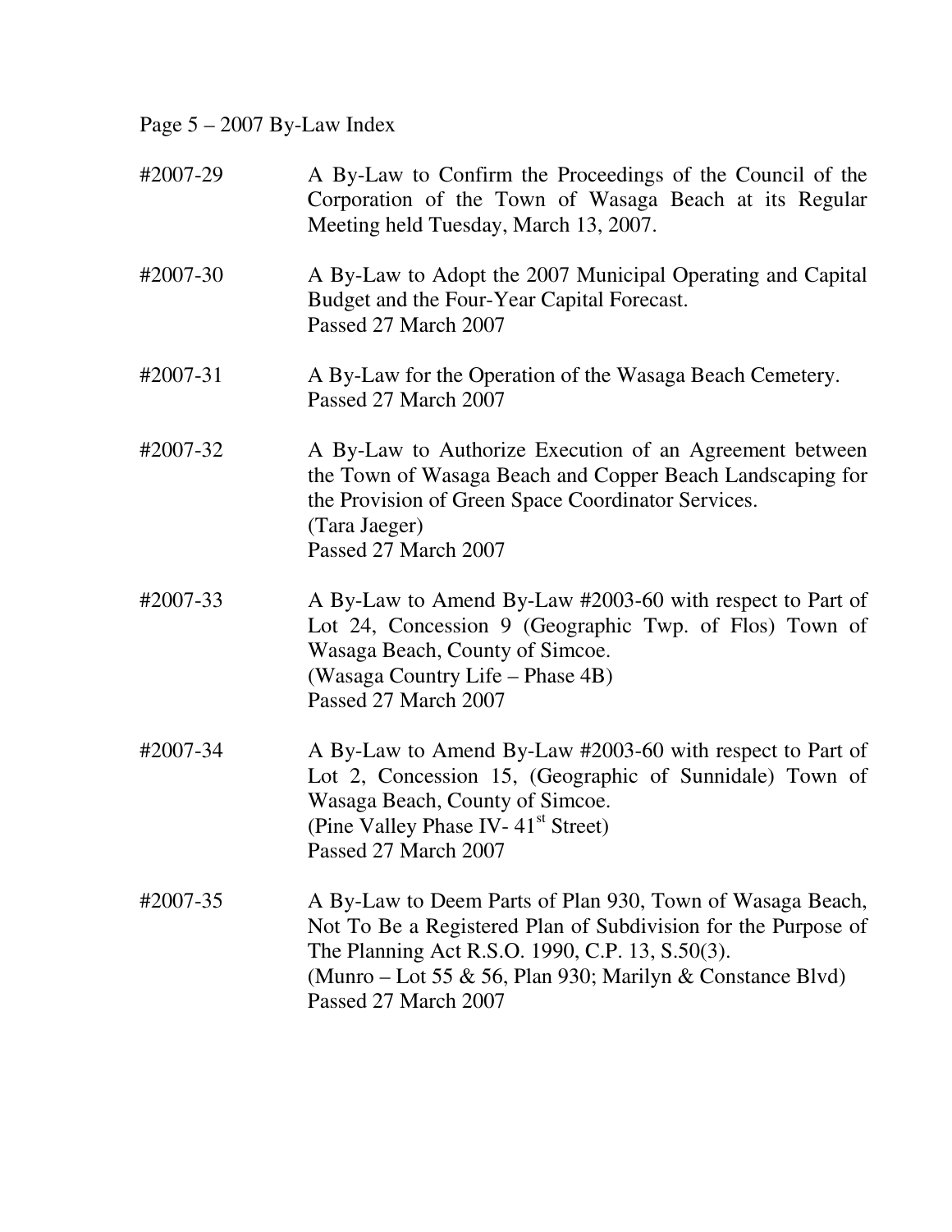Page 5 – 2007 By-Law Index

#2007-29 A By-Law to Confirm the Proceedings of the Council of the Corporation of the Town of Wasaga Beach at its Regular Meeting held Tuesday, March 13, 2007.

#2007-30 A By-Law to Adopt the 2007 Municipal Operating and Capital Budget and the Four-Year Capital Forecast.
Passed 27 March 2007

#2007-31 A By-Law for the Operation of the Wasaga Beach Cemetery.
Passed 27 March 2007

#2007-32 A By-Law to Authorize Execution of an Agreement between the Town of Wasaga Beach and Copper Beach Landscaping for the Provision of Green Space Coordinator Services.
(Tara Jaeger)
Passed 27 March 2007

#2007-33 A By-Law to Amend By-Law #2003-60 with respect to Part of Lot 24, Concession 9 (Geographic Twp. of Flos) Town of Wasaga Beach, County of Simcoe.
(Wasaga Country Life – Phase 4B)
Passed 27 March 2007

#2007-34 A By-Law to Amend By-Law #2003-60 with respect to Part of Lot 2, Concession 15, (Geographic of Sunnidale) Town of Wasaga Beach, County of Simcoe.
(Pine Valley Phase IV- 41st Street)
Passed 27 March 2007

#2007-35 A By-Law to Deem Parts of Plan 930, Town of Wasaga Beach, Not To Be a Registered Plan of Subdivision for the Purpose of The Planning Act R.S.O. 1990, C.P. 13, S.50(3).
(Munro – Lot 55 & 56, Plan 930; Marilyn & Constance Blvd)
Passed 27 March 2007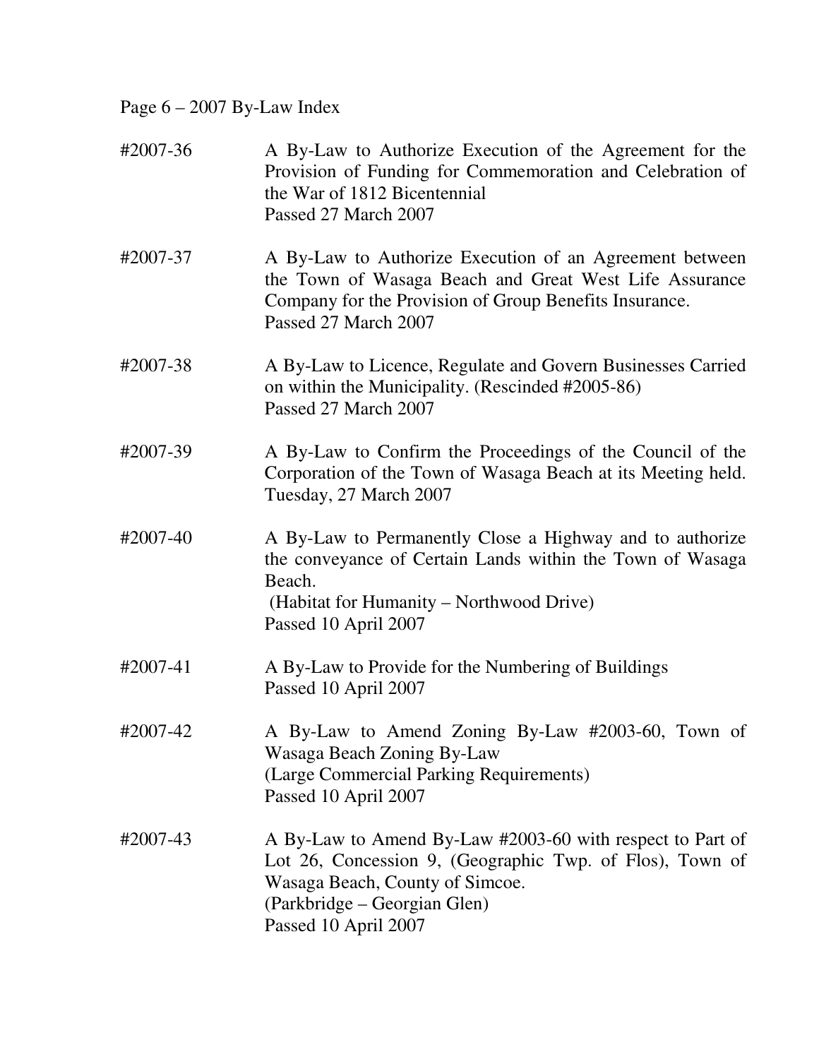Page 6 – 2007 By-Law Index

#2007-36 A By-Law to Authorize Execution of the Agreement for the Provision of Funding for Commemoration and Celebration of the War of 1812 Bicentennial
Passed 27 March 2007

#2007-37 A By-Law to Authorize Execution of an Agreement between the Town of Wasaga Beach and Great West Life Assurance Company for the Provision of Group Benefits Insurance.
Passed 27 March 2007

#2007-38 A By-Law to Licence, Regulate and Govern Businesses Carried on within the Municipality. (Rescinded #2005-86)
Passed 27 March 2007

#2007-39 A By-Law to Confirm the Proceedings of the Council of the Corporation of the Town of Wasaga Beach at its Meeting held. Tuesday, 27 March 2007

#2007-40 A By-Law to Permanently Close a Highway and to authorize the conveyance of Certain Lands within the Town of Wasaga Beach.
(Habitat for Humanity – Northwood Drive)
Passed 10 April 2007

#2007-41 A By-Law to Provide for the Numbering of Buildings
Passed 10 April 2007

#2007-42 A By-Law to Amend Zoning By-Law #2003-60, Town of Wasaga Beach Zoning By-Law
(Large Commercial Parking Requirements)
Passed 10 April 2007

#2007-43 A By-Law to Amend By-Law #2003-60 with respect to Part of Lot 26, Concession 9, (Geographic Twp. of Flos), Town of Wasaga Beach, County of Simcoe.
(Parkbridge – Georgian Glen)
Passed 10 April 2007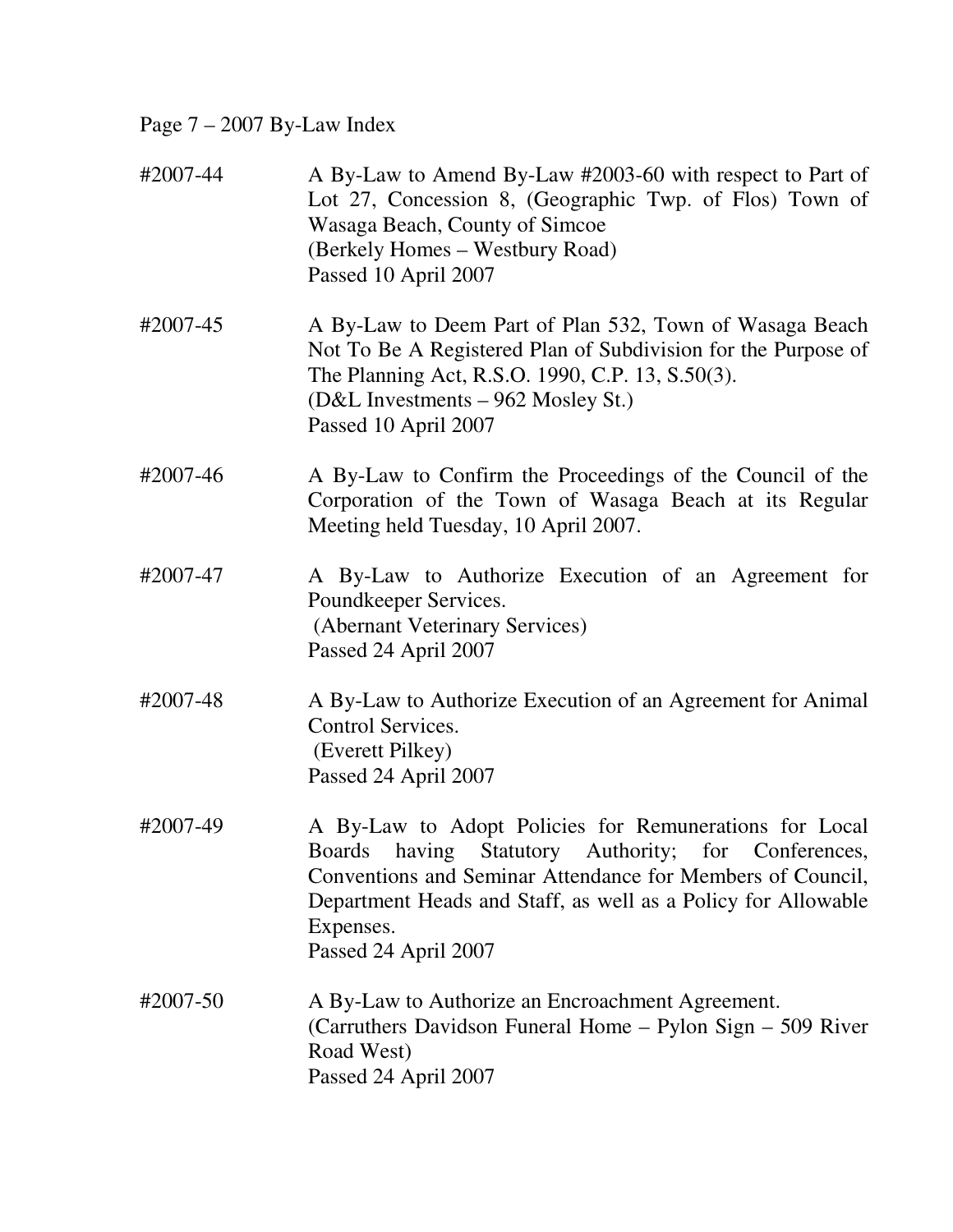#2007-44 A By-Law to Amend By-Law #2003-60 with respect to Part of Lot 27, Concession 8, (Geographic Twp. of Flos) Town of Wasaga Beach, County of Simcoe
(Berkely Homes – Westbury Road)
Passed 10 April 2007

#2007-45 A By-Law to Deem Part of Plan 532, Town of Wasaga Beach Not To Be A Registered Plan of Subdivision for the Purpose of The Planning Act, R.S.O. 1990, C.P. 13, S.50(3).
(D&L Investments – 962 Mosley St.)
Passed 10 April 2007

#2007-46 A By-Law to Confirm the Proceedings of the Council of the Corporation of the Town of Wasaga Beach at its Regular Meeting held Tuesday, 10 April 2007.

#2007-47 A By-Law to Authorize Execution of an Agreement for Poundkeeper Services.
(Abernant Veterinary Services)
Passed 24 April 2007

#2007-48 A By-Law to Authorize Execution of an Agreement for Animal Control Services.
(Everett Pilkey)
Passed 24 April 2007

#2007-49 A By-Law to Adopt Policies for Remunerations for Local Boards having Statutory Authority; for Conferences, Conventions and Seminar Attendance for Members of Council, Department Heads and Staff, as well as a Policy for Allowable Expenses.
Passed 24 April 2007

#2007-50 A By-Law to Authorize an Encroachment Agreement.
(Carruthers Davidson Funeral Home – Pylon Sign – 509 River Road West)
Passed 24 April 2007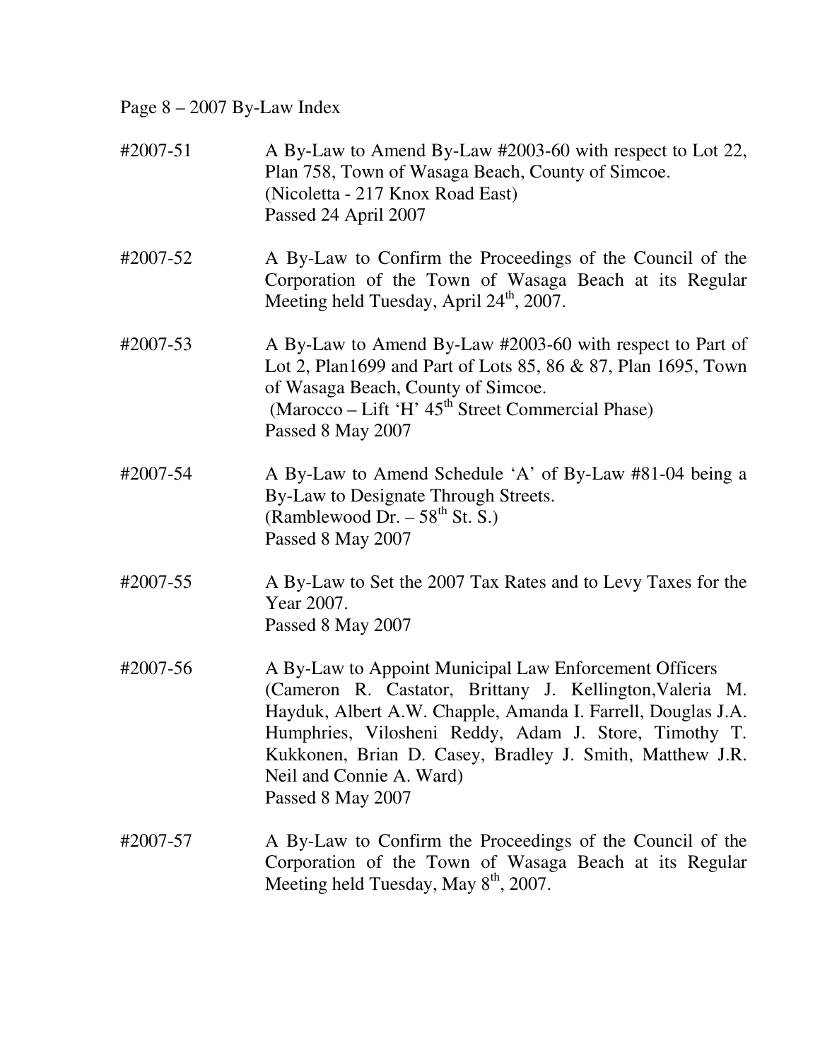Page 8 – 2007 By-Law Index

| | |
|---|---|
| #2007-51 | A By-Law to Amend By-Law #2003-60 with respect to Lot 22, Plan 758, Town of Wasaga Beach, County of Simcoe. (Nicoletta - 217 Knox Road East) Passed 24 April 2007 |
| #2007-52 | A By-Law to Confirm the Proceedings of the Council of the Corporation of the Town of Wasaga Beach at its Regular Meeting held Tuesday, April 24th, 2007. |
| #2007-53 | A By-Law to Amend By-Law #2003-60 with respect to Part of Lot 2, Plan1699 and Part of Lots 85, 86 & 87, Plan 1695, Town of Wasaga Beach, County of Simcoe. (Marocco – Lift 'H' 45th Street Commercial Phase) Passed 8 May 2007 |
| #2007-54 | A By-Law to Amend Schedule 'A' of By-Law #81-04 being a By-Law to Designate Through Streets. (Ramblewood Dr. – 58th St. S.) Passed 8 May 2007 |
| #2007-55 | A By-Law to Set the 2007 Tax Rates and to Levy Taxes for the Year 2007. Passed 8 May 2007 |
| #2007-56 | A By-Law to Appoint Municipal Law Enforcement Officers (Cameron R. Castator, Brittany J. Kellington,Valeria M. Hayduk, Albert A.W. Chapple, Amanda I. Farrell, Douglas J.A. Humphries, Vilosheni Reddy, Adam J. Store, Timothy T. Kukkonen, Brian D. Casey, Bradley J. Smith, Matthew J.R. Neil and Connie A. Ward) Passed 8 May 2007 |
| #2007-57 | A By-Law to Confirm the Proceedings of the Council of the Corporation of the Town of Wasaga Beach at its Regular Meeting held Tuesday, May 8th, 2007. |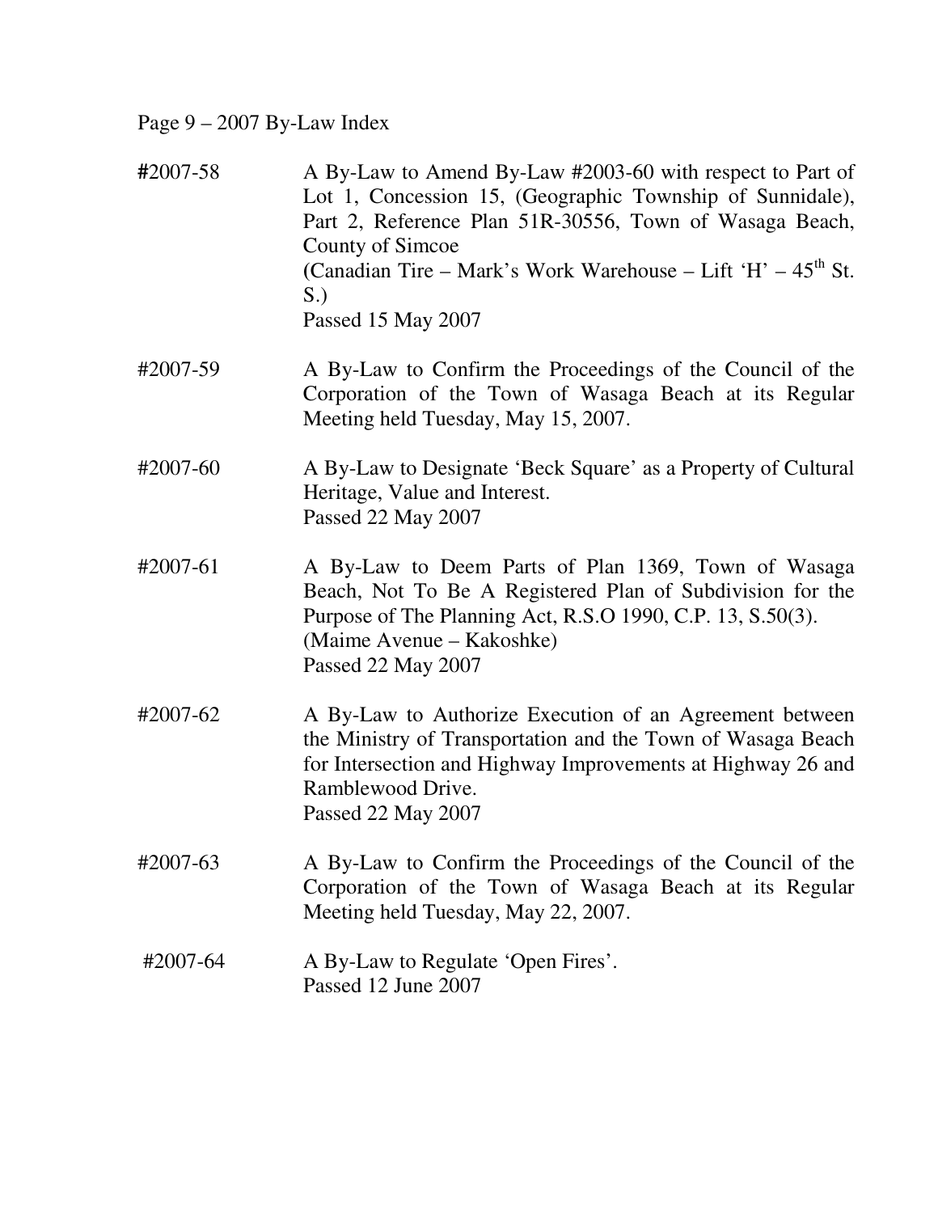Page 9 – 2007 By-Law Index

**#**2007-58 A By-Law to Amend By-Law #2003-60 with respect to Part of Lot 1, Concession 15, (Geographic Township of Sunnidale), Part 2, Reference Plan 51R-30556, Town of Wasaga Beach, County of Simcoe
(Canadian Tire – Mark's Work Warehouse – Lift 'H' – 45th St. S.)
Passed 15 May 2007

#2007-59 A By-Law to Confirm the Proceedings of the Council of the Corporation of the Town of Wasaga Beach at its Regular Meeting held Tuesday, May 15, 2007.

#2007-60 A By-Law to Designate 'Beck Square' as a Property of Cultural Heritage, Value and Interest.
Passed 22 May 2007

#2007-61 A By-Law to Deem Parts of Plan 1369, Town of Wasaga Beach, Not To Be A Registered Plan of Subdivision for the Purpose of The Planning Act, R.S.O 1990, C.P. 13, S.50(3).
(Maime Avenue – Kakoshke)
Passed 22 May 2007

#2007-62 A By-Law to Authorize Execution of an Agreement between the Ministry of Transportation and the Town of Wasaga Beach for Intersection and Highway Improvements at Highway 26 and Ramblewood Drive.
Passed 22 May 2007

#2007-63 A By-Law to Confirm the Proceedings of the Council of the Corporation of the Town of Wasaga Beach at its Regular Meeting held Tuesday, May 22, 2007.

#2007-64 A By-Law to Regulate 'Open Fires'.
Passed 12 June 2007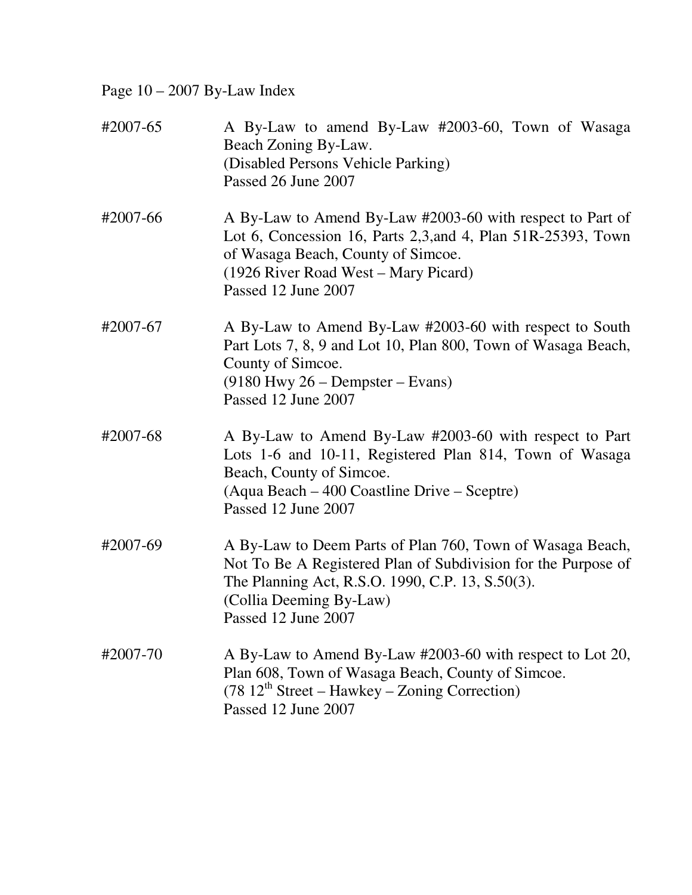Page 10 – 2007 By-Law Index

| | |
|---|---|
| #2007-65 | A By-Law to amend By-Law #2003-60, Town of Wasaga Beach Zoning By-Law.<br>(Disabled Persons Vehicle Parking)<br>Passed 26 June 2007 |
| #2007-66 | A By-Law to Amend By-Law #2003-60 with respect to Part of Lot 6, Concession 16, Parts 2,3,and 4, Plan 51R-25393, Town of Wasaga Beach, County of Simcoe.<br>(1926 River Road West – Mary Picard)<br>Passed 12 June 2007 |
| #2007-67 | A By-Law to Amend By-Law #2003-60 with respect to South Part Lots 7, 8, 9 and Lot 10, Plan 800, Town of Wasaga Beach, County of Simcoe.<br>(9180 Hwy 26 – Dempster – Evans)<br>Passed 12 June 2007 |
| #2007-68 | A By-Law to Amend By-Law #2003-60 with respect to Part Lots 1-6 and 10-11, Registered Plan 814, Town of Wasaga Beach, County of Simcoe.<br>(Aqua Beach – 400 Coastline Drive – Sceptre)<br>Passed 12 June 2007 |
| #2007-69 | A By-Law to Deem Parts of Plan 760, Town of Wasaga Beach, Not To Be A Registered Plan of Subdivision for the Purpose of The Planning Act, R.S.O. 1990, C.P. 13, S.50(3).<br>(Collia Deeming By-Law)<br>Passed 12 June 2007 |
| #2007-70 | A By-Law to Amend By-Law #2003-60 with respect to Lot 20, Plan 608, Town of Wasaga Beach, County of Simcoe.<br>(78 12th Street – Hawkey – Zoning Correction)<br>Passed 12 June 2007 |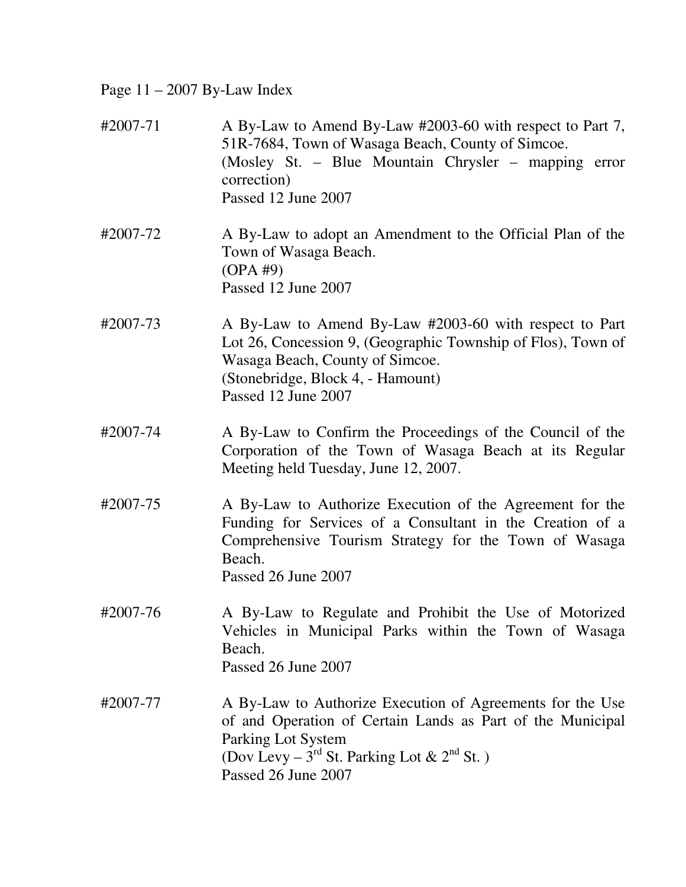Page 11 – 2007 By-Law Index

#2007-71 A By-Law to Amend By-Law #2003-60 with respect to Part 7, 51R-7684, Town of Wasaga Beach, County of Simcoe.
(Mosley St. – Blue Mountain Chrysler – mapping error correction)
Passed 12 June 2007

#2007-72 A By-Law to adopt an Amendment to the Official Plan of the Town of Wasaga Beach.
(OPA #9)
Passed 12 June 2007

#2007-73 A By-Law to Amend By-Law #2003-60 with respect to Part Lot 26, Concession 9, (Geographic Township of Flos), Town of Wasaga Beach, County of Simcoe.
(Stonebridge, Block 4, - Hamount)
Passed 12 June 2007

#2007-74 A By-Law to Confirm the Proceedings of the Council of the Corporation of the Town of Wasaga Beach at its Regular Meeting held Tuesday, June 12, 2007.

#2007-75 A By-Law to Authorize Execution of the Agreement for the Funding for Services of a Consultant in the Creation of a Comprehensive Tourism Strategy for the Town of Wasaga Beach.
Passed 26 June 2007

#2007-76 A By-Law to Regulate and Prohibit the Use of Motorized Vehicles in Municipal Parks within the Town of Wasaga Beach.
Passed 26 June 2007

#2007-77 A By-Law to Authorize Execution of Agreements for the Use of and Operation of Certain Lands as Part of the Municipal Parking Lot System
(Dov Levy – 3rd St. Parking Lot & 2nd St. )
Passed 26 June 2007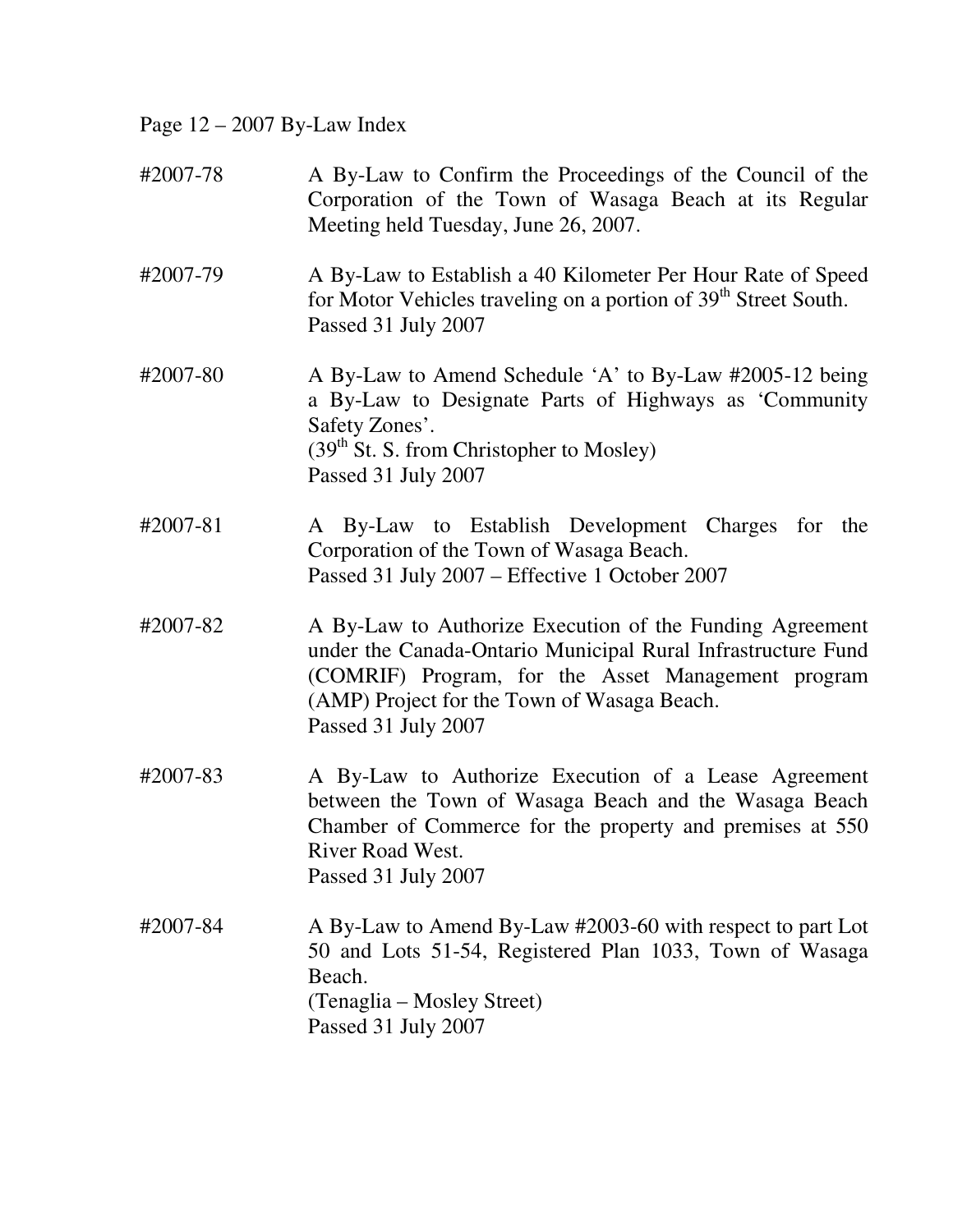Page 12 – 2007 By-Law Index

| | |
|---|---|
| #2007-78 | A By-Law to Confirm the Proceedings of the Council of the Corporation of the Town of Wasaga Beach at its Regular Meeting held Tuesday, June 26, 2007. |
| #2007-79 | A By-Law to Establish a 40 Kilometer Per Hour Rate of Speed for Motor Vehicles traveling on a portion of 39th Street South.<br>Passed 31 July 2007 |
| #2007-80 | A By-Law to Amend Schedule 'A' to By-Law #2005-12 being a By-Law to Designate Parts of Highways as 'Community Safety Zones'.<br>(39th St. S. from Christopher to Mosley)<br>Passed 31 July 2007 |
| #2007-81 | A By-Law to Establish Development Charges for the Corporation of the Town of Wasaga Beach.<br>Passed 31 July 2007 – Effective 1 October 2007 |
| #2007-82 | A By-Law to Authorize Execution of the Funding Agreement under the Canada-Ontario Municipal Rural Infrastructure Fund (COMRIF) Program, for the Asset Management program (AMP) Project for the Town of Wasaga Beach.<br>Passed 31 July 2007 |
| #2007-83 | A By-Law to Authorize Execution of a Lease Agreement between the Town of Wasaga Beach and the Wasaga Beach Chamber of Commerce for the property and premises at 550 River Road West.<br>Passed 31 July 2007 |
| #2007-84 | A By-Law to Amend By-Law #2003-60 with respect to part Lot 50 and Lots 51-54, Registered Plan 1033, Town of Wasaga Beach.<br>(Tenaglia – Mosley Street)<br>Passed 31 July 2007 |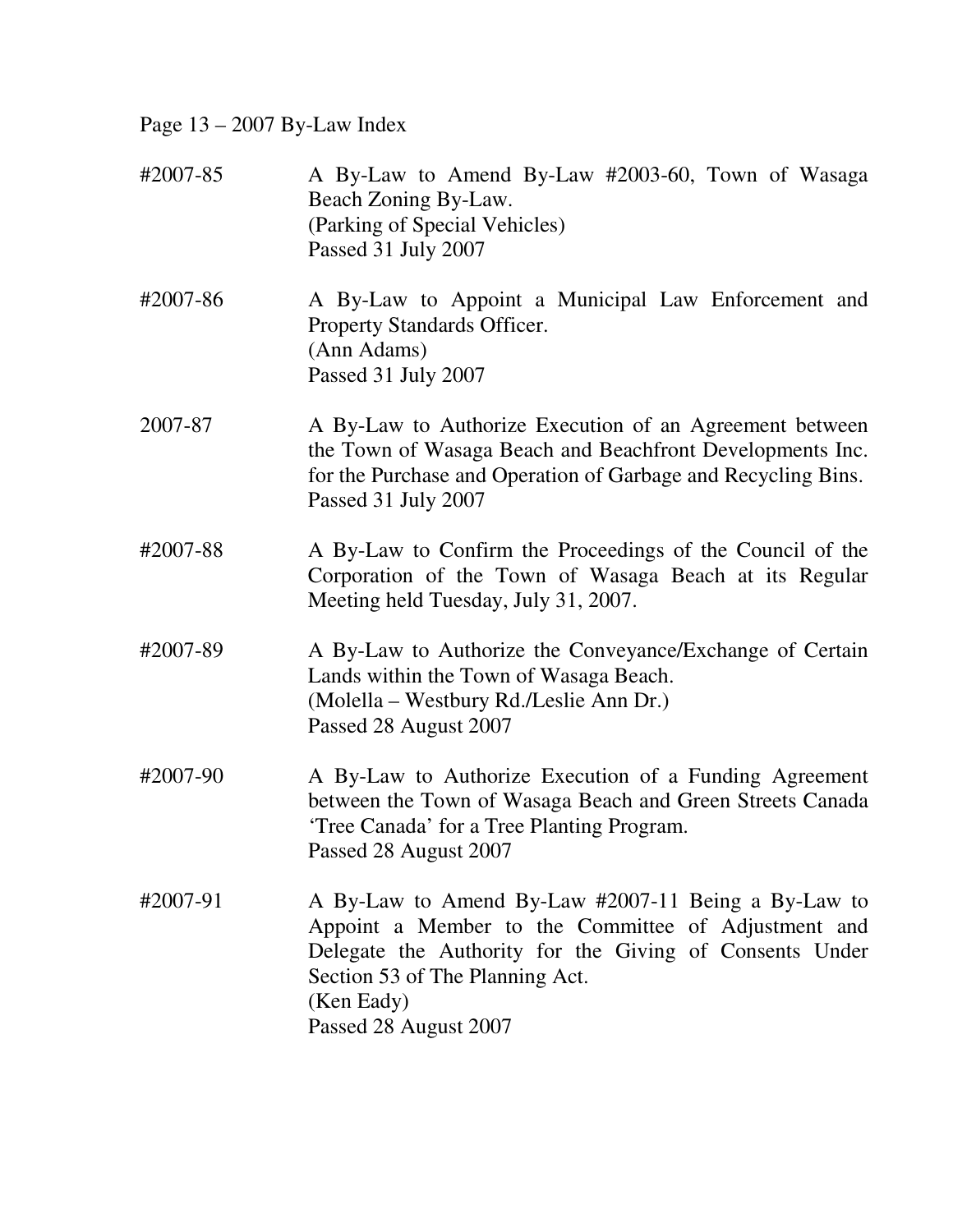Page 13 – 2007 By-Law Index

#2007-85 A By-Law to Amend By-Law #2003-60, Town of Wasaga Beach Zoning By-Law.
(Parking of Special Vehicles)
Passed 31 July 2007

#2007-86 A By-Law to Appoint a Municipal Law Enforcement and Property Standards Officer.
(Ann Adams)
Passed 31 July 2007

2007-87 A By-Law to Authorize Execution of an Agreement between the Town of Wasaga Beach and Beachfront Developments Inc. for the Purchase and Operation of Garbage and Recycling Bins.
Passed 31 July 2007

#2007-88 A By-Law to Confirm the Proceedings of the Council of the Corporation of the Town of Wasaga Beach at its Regular Meeting held Tuesday, July 31, 2007.

#2007-89 A By-Law to Authorize the Conveyance/Exchange of Certain Lands within the Town of Wasaga Beach.
(Molella – Westbury Rd./Leslie Ann Dr.)
Passed 28 August 2007

#2007-90 A By-Law to Authorize Execution of a Funding Agreement between the Town of Wasaga Beach and Green Streets Canada 'Tree Canada' for a Tree Planting Program.
Passed 28 August 2007

#2007-91 A By-Law to Amend By-Law #2007-11 Being a By-Law to Appoint a Member to the Committee of Adjustment and Delegate the Authority for the Giving of Consents Under Section 53 of The Planning Act.
(Ken Eady)
Passed 28 August 2007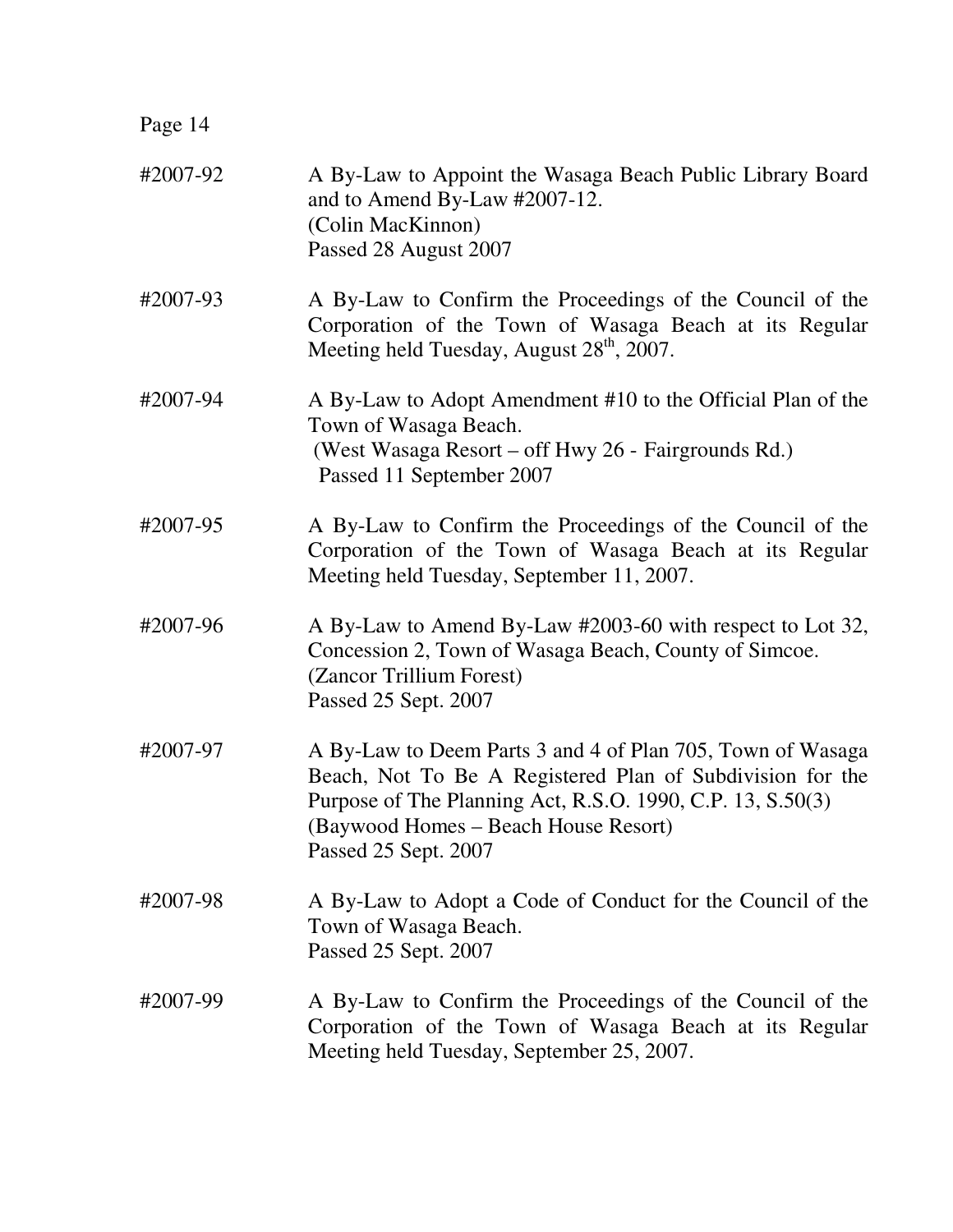#2007-92 A By-Law to Appoint the Wasaga Beach Public Library Board and to Amend By-Law #2007-12.
(Colin MacKinnon)
Passed 28 August 2007

#2007-93 A By-Law to Confirm the Proceedings of the Council of the Corporation of the Town of Wasaga Beach at its Regular Meeting held Tuesday, August 28th, 2007.

#2007-94 A By-Law to Adopt Amendment #10 to the Official Plan of the Town of Wasaga Beach.
(West Wasaga Resort – off Hwy 26 - Fairgrounds Rd.)
Passed 11 September 2007

#2007-95 A By-Law to Confirm the Proceedings of the Council of the Corporation of the Town of Wasaga Beach at its Regular Meeting held Tuesday, September 11, 2007.

#2007-96 A By-Law to Amend By-Law #2003-60 with respect to Lot 32, Concession 2, Town of Wasaga Beach, County of Simcoe.
(Zancor Trillium Forest)
Passed 25 Sept. 2007

#2007-97 A By-Law to Deem Parts 3 and 4 of Plan 705, Town of Wasaga Beach, Not To Be A Registered Plan of Subdivision for the Purpose of The Planning Act, R.S.O. 1990, C.P. 13, S.50(3)
(Baywood Homes – Beach House Resort)
Passed 25 Sept. 2007

#2007-98 A By-Law to Adopt a Code of Conduct for the Council of the Town of Wasaga Beach.
Passed 25 Sept. 2007

#2007-99 A By-Law to Confirm the Proceedings of the Council of the Corporation of the Town of Wasaga Beach at its Regular Meeting held Tuesday, September 25, 2007.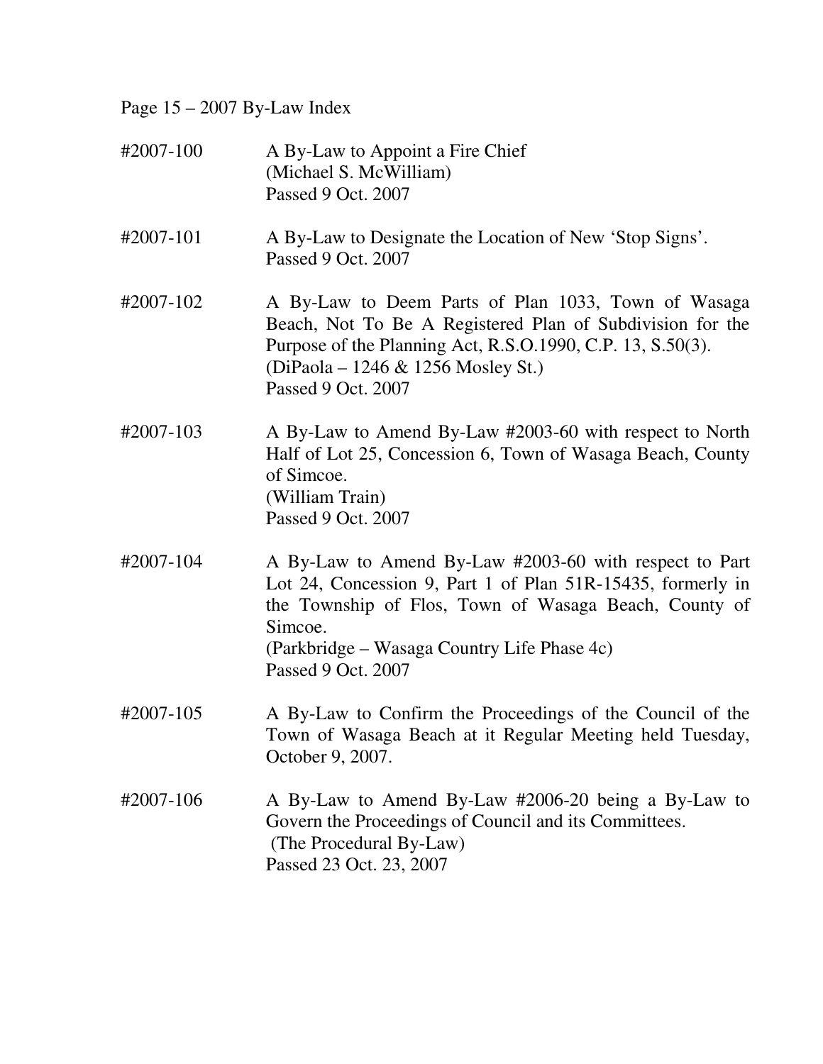Page 15 – 2007 By-Law Index

#2007-100 A By-Law to Appoint a Fire Chief
(Michael S. McWilliam)
Passed 9 Oct. 2007

#2007-101 A By-Law to Designate the Location of New 'Stop Signs'.
Passed 9 Oct. 2007

#2007-102 A By-Law to Deem Parts of Plan 1033, Town of Wasaga Beach, Not To Be A Registered Plan of Subdivision for the Purpose of the Planning Act, R.S.O.1990, C.P. 13, S.50(3).
(DiPaola – 1246 & 1256 Mosley St.)
Passed 9 Oct. 2007

#2007-103 A By-Law to Amend By-Law #2003-60 with respect to North Half of Lot 25, Concession 6, Town of Wasaga Beach, County of Simcoe.
(William Train)
Passed 9 Oct. 2007

#2007-104 A By-Law to Amend By-Law #2003-60 with respect to Part Lot 24, Concession 9, Part 1 of Plan 51R-15435, formerly in the Township of Flos, Town of Wasaga Beach, County of Simcoe.
(Parkbridge – Wasaga Country Life Phase 4c)
Passed 9 Oct. 2007

#2007-105 A By-Law to Confirm the Proceedings of the Council of the Town of Wasaga Beach at it Regular Meeting held Tuesday, October 9, 2007.

#2007-106 A By-Law to Amend By-Law #2006-20 being a By-Law to Govern the Proceedings of Council and its Committees.
(The Procedural By-Law)
Passed 23 Oct. 23, 2007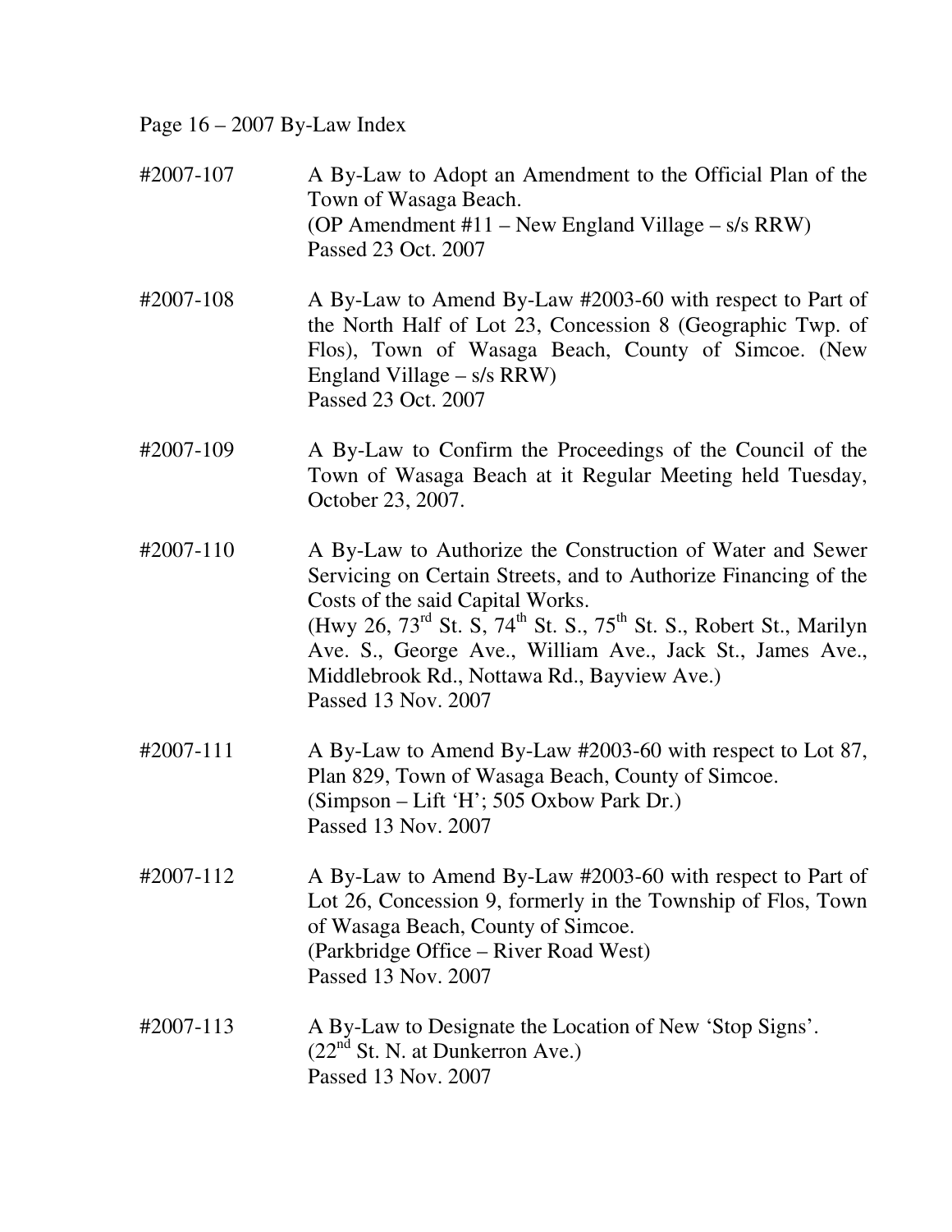Page 16 – 2007 By-Law Index

#2007-107 A By-Law to Adopt an Amendment to the Official Plan of the Town of Wasaga Beach.
(OP Amendment #11 – New England Village – s/s RRW)
Passed 23 Oct. 2007

#2007-108 A By-Law to Amend By-Law #2003-60 with respect to Part of the North Half of Lot 23, Concession 8 (Geographic Twp. of Flos), Town of Wasaga Beach, County of Simcoe. (New England Village – s/s RRW)
Passed 23 Oct. 2007

#2007-109 A By-Law to Confirm the Proceedings of the Council of the Town of Wasaga Beach at it Regular Meeting held Tuesday, October 23, 2007.

#2007-110 A By-Law to Authorize the Construction of Water and Sewer Servicing on Certain Streets, and to Authorize Financing of the Costs of the said Capital Works.
(Hwy 26, 73rd St. S, 74th St. S., 75th St. S., Robert St., Marilyn Ave. S., George Ave., William Ave., Jack St., James Ave., Middlebrook Rd., Nottawa Rd., Bayview Ave.)
Passed 13 Nov. 2007

#2007-111 A By-Law to Amend By-Law #2003-60 with respect to Lot 87, Plan 829, Town of Wasaga Beach, County of Simcoe.
(Simpson – Lift 'H'; 505 Oxbow Park Dr.)
Passed 13 Nov. 2007

#2007-112 A By-Law to Amend By-Law #2003-60 with respect to Part of Lot 26, Concession 9, formerly in the Township of Flos, Town of Wasaga Beach, County of Simcoe.
(Parkbridge Office – River Road West)
Passed 13 Nov. 2007

#2007-113 A By-Law to Designate the Location of New 'Stop Signs'.
(22nd St. N. at Dunkerron Ave.)
Passed 13 Nov. 2007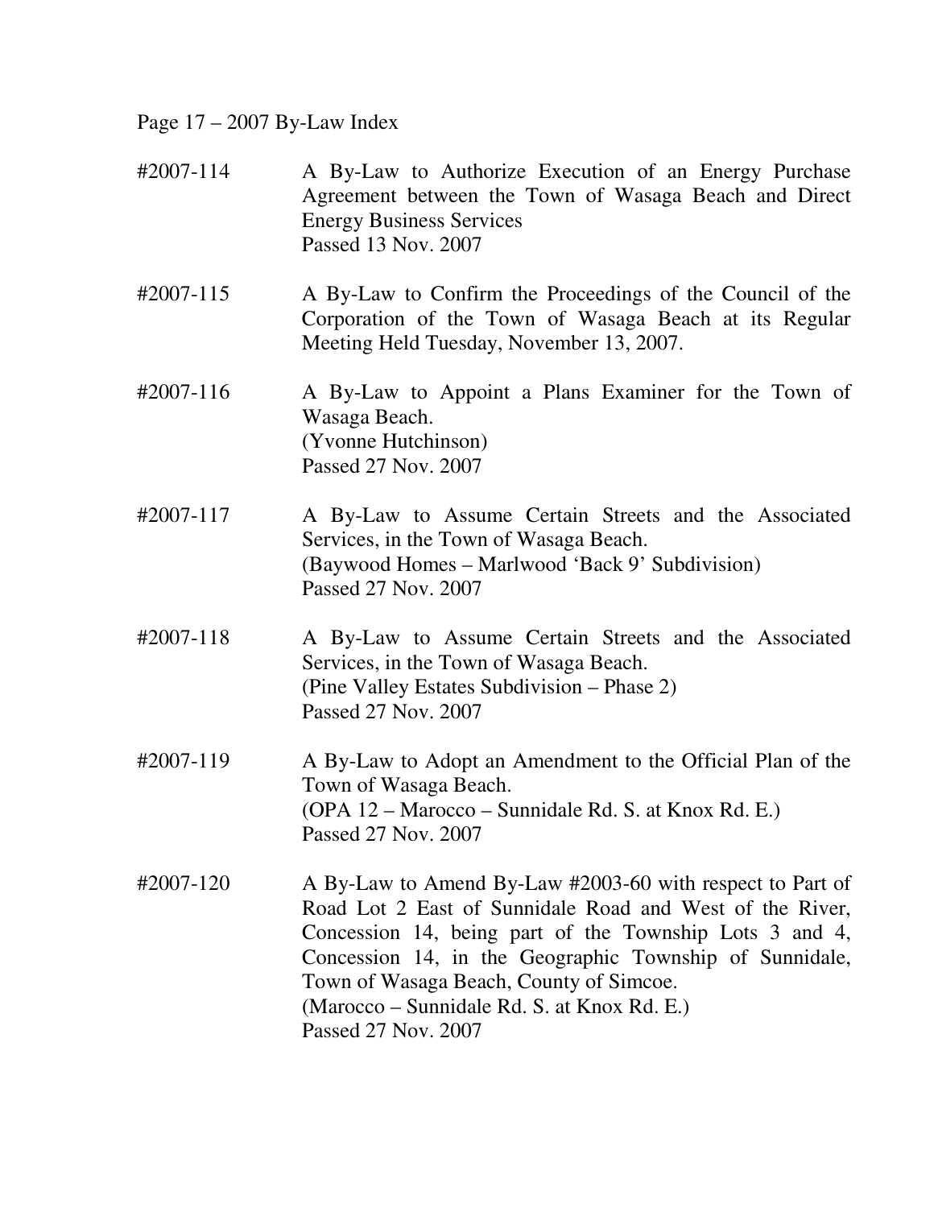Page 17 – 2007 By-Law Index

#2007-114 A By-Law to Authorize Execution of an Energy Purchase Agreement between the Town of Wasaga Beach and Direct Energy Business Services
Passed 13 Nov. 2007

#2007-115 A By-Law to Confirm the Proceedings of the Council of the Corporation of the Town of Wasaga Beach at its Regular Meeting Held Tuesday, November 13, 2007.

#2007-116 A By-Law to Appoint a Plans Examiner for the Town of Wasaga Beach.
(Yvonne Hutchinson)
Passed 27 Nov. 2007

#2007-117 A By-Law to Assume Certain Streets and the Associated Services, in the Town of Wasaga Beach.
(Baywood Homes – Marlwood 'Back 9' Subdivision)
Passed 27 Nov. 2007

#2007-118 A By-Law to Assume Certain Streets and the Associated Services, in the Town of Wasaga Beach.
(Pine Valley Estates Subdivision – Phase 2)
Passed 27 Nov. 2007

#2007-119 A By-Law to Adopt an Amendment to the Official Plan of the Town of Wasaga Beach.
(OPA 12 – Marocco – Sunnidale Rd. S. at Knox Rd. E.)
Passed 27 Nov. 2007

#2007-120 A By-Law to Amend By-Law #2003-60 with respect to Part of Road Lot 2 East of Sunnidale Road and West of the River, Concession 14, being part of the Township Lots 3 and 4, Concession 14, in the Geographic Township of Sunnidale, Town of Wasaga Beach, County of Simcoe.
(Marocco – Sunnidale Rd. S. at Knox Rd. E.)
Passed 27 Nov. 2007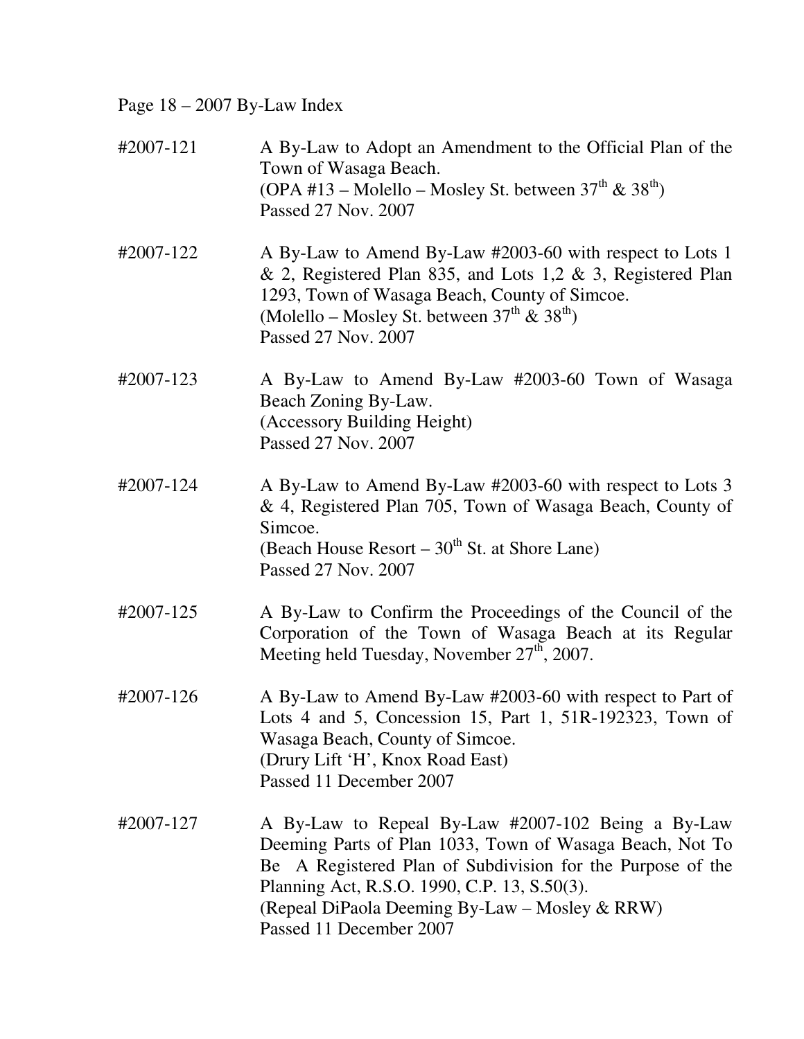Page 18 – 2007 By-Law Index

#2007-121 A By-Law to Adopt an Amendment to the Official Plan of the Town of Wasaga Beach.
(OPA #13 – Molello – Mosley St. between 37th & 38th)
Passed 27 Nov. 2007

#2007-122 A By-Law to Amend By-Law #2003-60 with respect to Lots 1 & 2, Registered Plan 835, and Lots 1,2 & 3, Registered Plan 1293, Town of Wasaga Beach, County of Simcoe.
(Molello – Mosley St. between 37th & 38th)
Passed 27 Nov. 2007

#2007-123 A By-Law to Amend By-Law #2003-60 Town of Wasaga Beach Zoning By-Law.
(Accessory Building Height)
Passed 27 Nov. 2007

#2007-124 A By-Law to Amend By-Law #2003-60 with respect to Lots 3 & 4, Registered Plan 705, Town of Wasaga Beach, County of Simcoe.
(Beach House Resort – 30th St. at Shore Lane)
Passed 27 Nov. 2007

#2007-125 A By-Law to Confirm the Proceedings of the Council of the Corporation of the Town of Wasaga Beach at its Regular Meeting held Tuesday, November 27th, 2007.

#2007-126 A By-Law to Amend By-Law #2003-60 with respect to Part of Lots 4 and 5, Concession 15, Part 1, 51R-192323, Town of Wasaga Beach, County of Simcoe.
(Drury Lift 'H', Knox Road East)
Passed 11 December 2007

#2007-127 A By-Law to Repeal By-Law #2007-102 Being a By-Law Deeming Parts of Plan 1033, Town of Wasaga Beach, Not To Be A Registered Plan of Subdivision for the Purpose of the Planning Act, R.S.O. 1990, C.P. 13, S.50(3).
(Repeal DiPaola Deeming By-Law – Mosley & RRW)
Passed 11 December 2007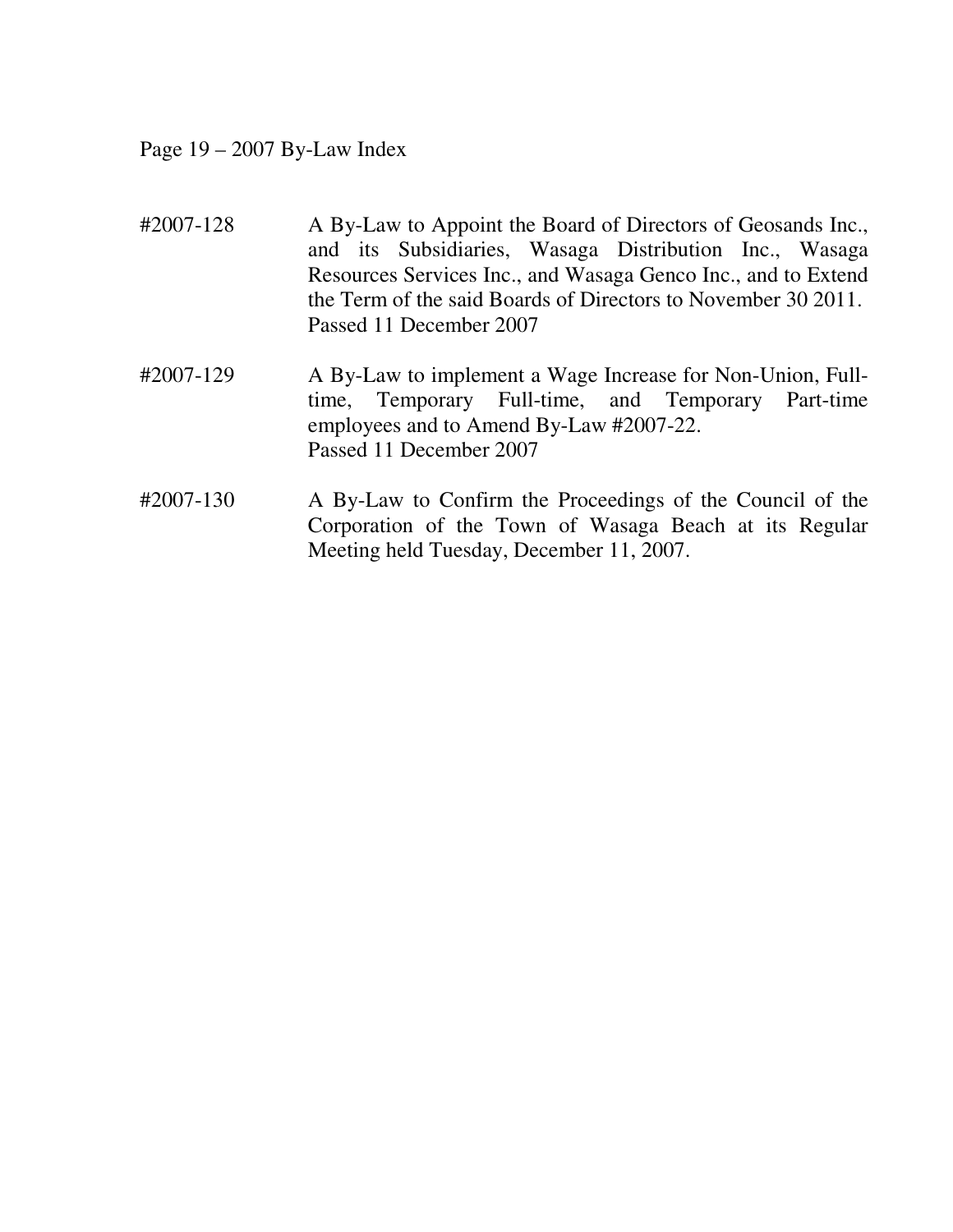#2007-128 A By-Law to Appoint the Board of Directors of Geosands Inc., and its Subsidiaries, Wasaga Distribution Inc., Wasaga Resources Services Inc., and Wasaga Genco Inc., and to Extend the Term of the said Boards of Directors to November 30 2011.
Passed 11 December 2007

#2007-129 A By-Law to implement a Wage Increase for Non-Union, Full-time, Temporary Full-time, and Temporary Part-time employees and to Amend By-Law #2007-22.
Passed 11 December 2007

#2007-130 A By-Law to Confirm the Proceedings of the Council of the Corporation of the Town of Wasaga Beach at its Regular Meeting held Tuesday, December 11, 2007.